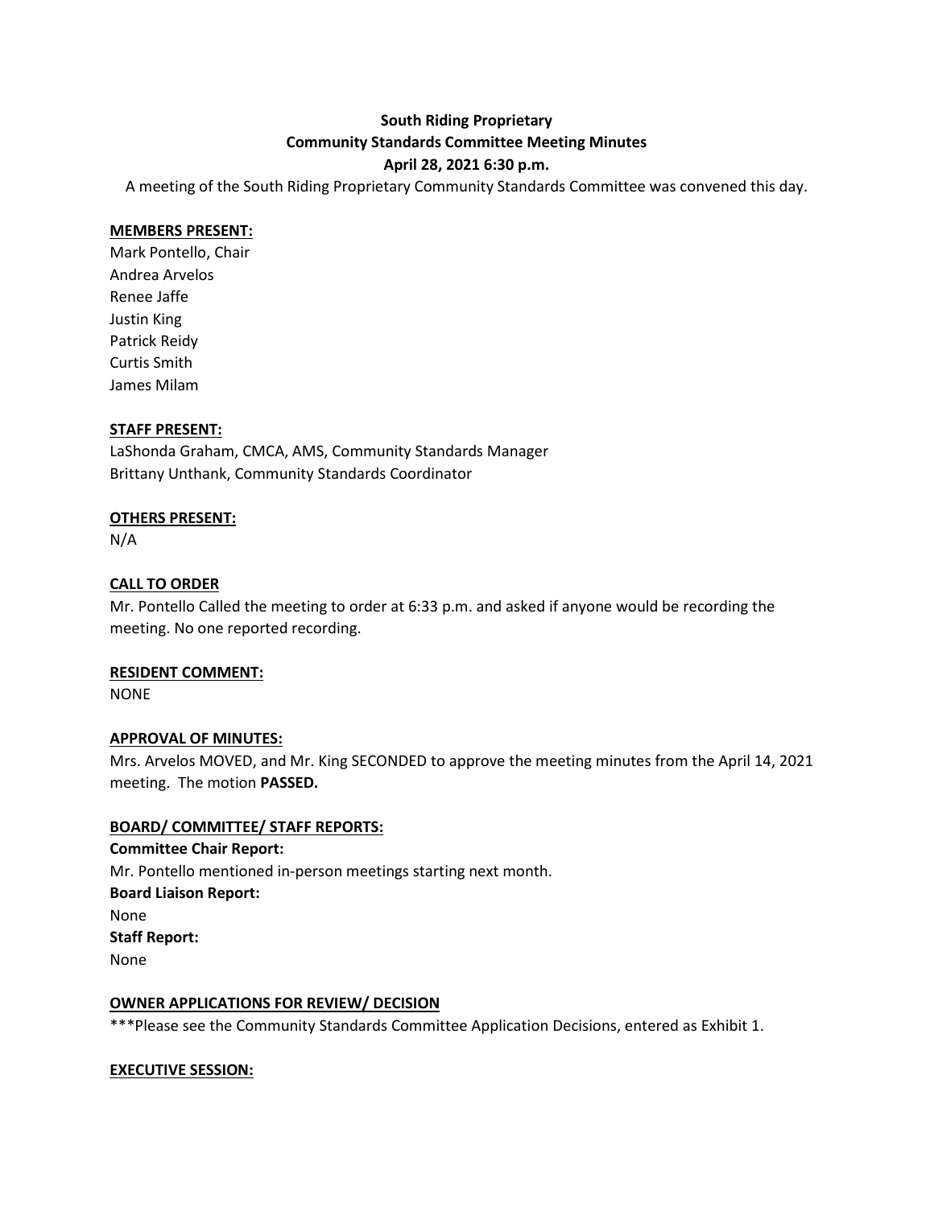**South Riding Proprietary**
**Community Standards Committee Meeting Minutes**
**April 28, 2021 6:30 p.m.**

A meeting of the South Riding Proprietary Community Standards Committee was convened this day.

**MEMBERS PRESENT:**

Mark Pontello, Chair
Andrea Arvelos
Renee Jaffe
Justin King
Patrick Reidy
Curtis Smith
James Milam

**STAFF PRESENT:**

LaShonda Graham, CMCA, AMS, Community Standards Manager
Brittany Unthank, Community Standards Coordinator

**OTHERS PRESENT:**

N/A

**CALL TO ORDER**

Mr. Pontello Called the meeting to order at 6:33 p.m. and asked if anyone would be recording the meeting. No one reported recording.

**RESIDENT COMMENT:**

NONE

**APPROVAL OF MINUTES:**

Mrs. Arvelos MOVED, and Mr. King SECONDED to approve the meeting minutes from the April 14, 2021 meeting. The motion **PASSED.**

**BOARD/ COMMITTEE/ STAFF REPORTS:**

**Committee Chair Report:**
Mr. Pontello mentioned in-person meetings starting next month.
**Board Liaison Report:**
None
**Staff Report:**
None

**OWNER APPLICATIONS FOR REVIEW/ DECISION**

***Please see the Community Standards Committee Application Decisions, entered as Exhibit 1.

**EXECUTIVE SESSION:**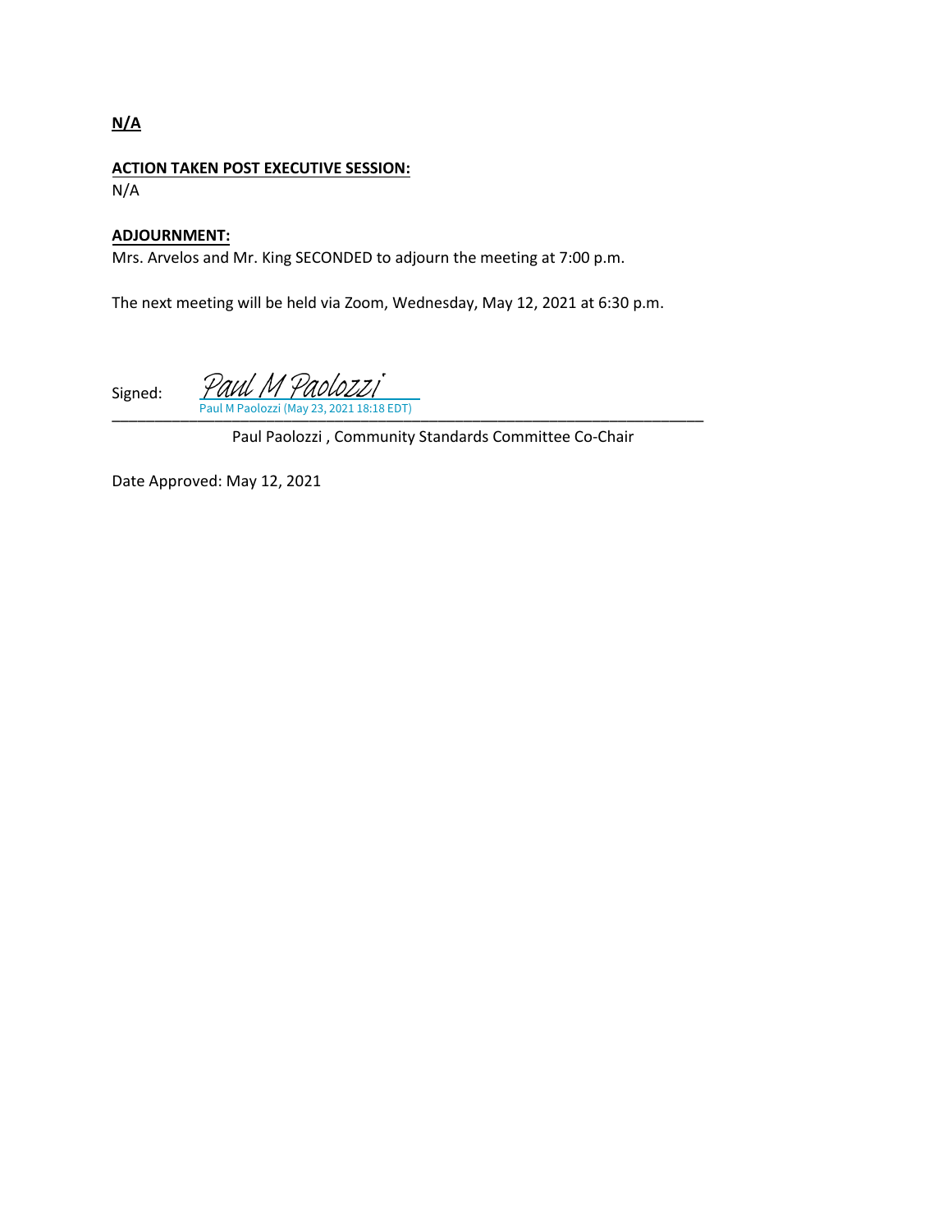**N/A**

**ACTION TAKEN POST EXECUTIVE SESSION:**
N/A

**ADJOURNMENT:**
Mrs. Arvelos and Mr. King SECONDED to adjourn the meeting at 7:00 p.m.

The next meeting will be held via Zoom, Wednesday, May 12, 2021 at 6:30 p.m.

Signed: Paul M Paolozzi
Paul M Paolozzi (May 23, 2021 18:18 EDT)

Paul Paolozzi , Community Standards Committee Co-Chair

Date Approved: May 12, 2021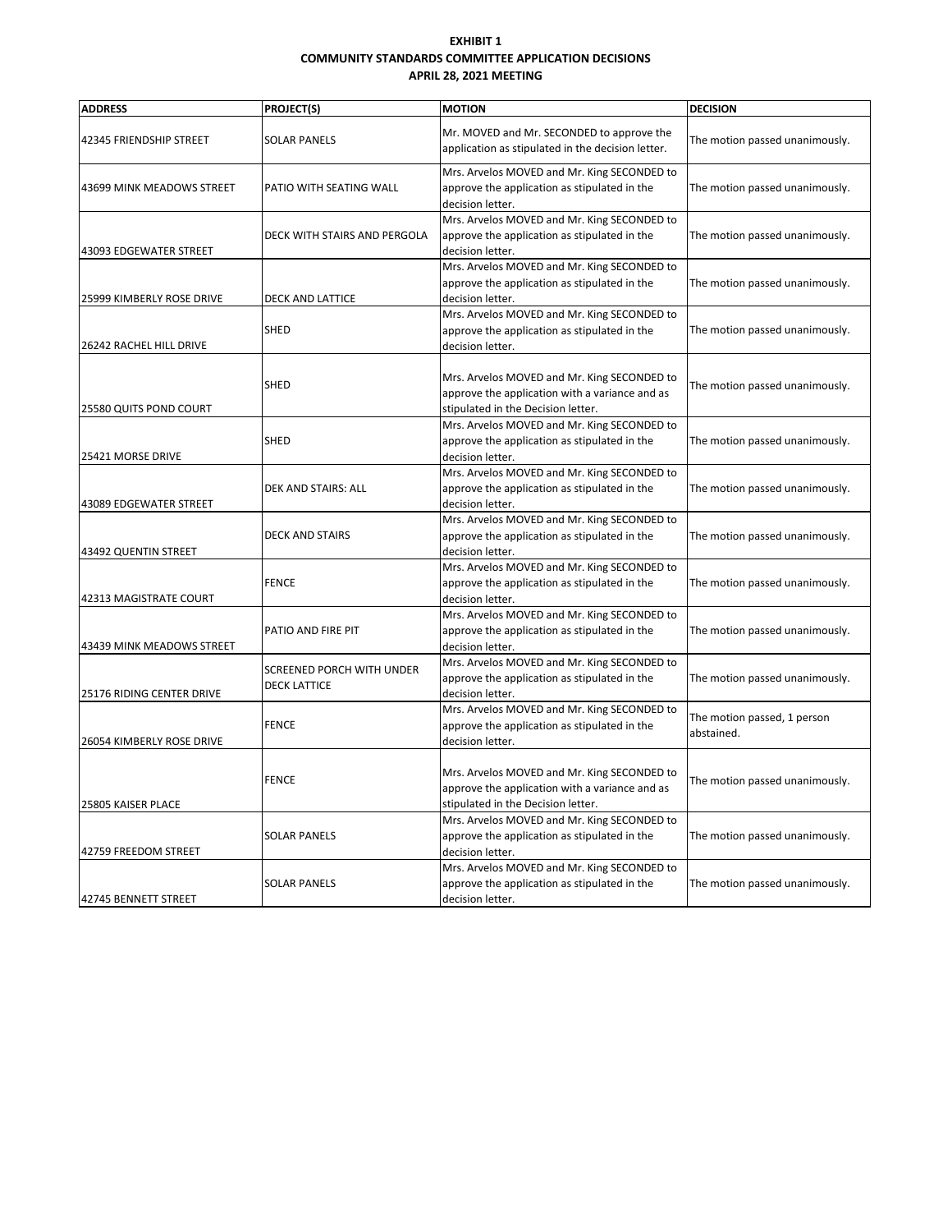**EXHIBIT 1**
**COMMUNITY STANDARDS COMMITTEE APPLICATION DECISIONS**
**APRIL 28, 2021 MEETING**

| ADDRESS | PROJECT(S) | MOTION | DECISION |
|---|---|---|---|
| 42345 FRIENDSHIP STREET | SOLAR PANELS | Mr. MOVED and Mr. SECONDED to approve the application as stipulated in the decision letter. | The motion passed unanimously. |
| 43699 MINK MEADOWS STREET | PATIO WITH SEATING WALL | Mrs. Arvelos MOVED and Mr. King SECONDED to approve the application as stipulated in the decision letter. | The motion passed unanimously. |
| 43093 EDGEWATER STREET | DECK WITH STAIRS AND PERGOLA | Mrs. Arvelos MOVED and Mr. King SECONDED to approve the application as stipulated in the decision letter. | The motion passed unanimously. |
| 25999 KIMBERLY ROSE DRIVE | DECK AND LATTICE | Mrs. Arvelos MOVED and Mr. King SECONDED to approve the application as stipulated in the decision letter. | The motion passed unanimously. |
| 26242 RACHEL HILL DRIVE | SHED | Mrs. Arvelos MOVED and Mr. King SECONDED to approve the application as stipulated in the decision letter. | The motion passed unanimously. |
| 25580 QUITS POND COURT | SHED | Mrs. Arvelos MOVED and Mr. King SECONDED to approve the application with a variance and as stipulated in the Decision letter. | The motion passed unanimously. |
| 25421 MORSE DRIVE | SHED | Mrs. Arvelos MOVED and Mr. King SECONDED to approve the application as stipulated in the decision letter. | The motion passed unanimously. |
| 43089 EDGEWATER STREET | DEK AND STAIRS: ALL | Mrs. Arvelos MOVED and Mr. King SECONDED to approve the application as stipulated in the decision letter. | The motion passed unanimously. |
| 43492 QUENTIN STREET | DECK AND STAIRS | Mrs. Arvelos MOVED and Mr. King SECONDED to approve the application as stipulated in the decision letter. | The motion passed unanimously. |
| 42313 MAGISTRATE COURT | FENCE | Mrs. Arvelos MOVED and Mr. King SECONDED to approve the application as stipulated in the decision letter. | The motion passed unanimously. |
| 43439 MINK MEADOWS STREET | PATIO AND FIRE PIT | Mrs. Arvelos MOVED and Mr. King SECONDED to approve the application as stipulated in the decision letter. | The motion passed unanimously. |
| 25176 RIDING CENTER DRIVE | SCREENED PORCH WITH UNDER DECK LATTICE | Mrs. Arvelos MOVED and Mr. King SECONDED to approve the application as stipulated in the decision letter. | The motion passed unanimously. |
| 26054 KIMBERLY ROSE DRIVE | FENCE | Mrs. Arvelos MOVED and Mr. King SECONDED to approve the application as stipulated in the decision letter. | The motion passed, 1 person abstained. |
| 25805 KAISER PLACE | FENCE | Mrs. Arvelos MOVED and Mr. King SECONDED to approve the application with a variance and as stipulated in the Decision letter. | The motion passed unanimously. |
| 42759 FREEDOM STREET | SOLAR PANELS | Mrs. Arvelos MOVED and Mr. King SECONDED to approve the application as stipulated in the decision letter. | The motion passed unanimously. |
| 42745 BENNETT STREET | SOLAR PANELS | Mrs. Arvelos MOVED and Mr. King SECONDED to approve the application as stipulated in the decision letter. | The motion passed unanimously. |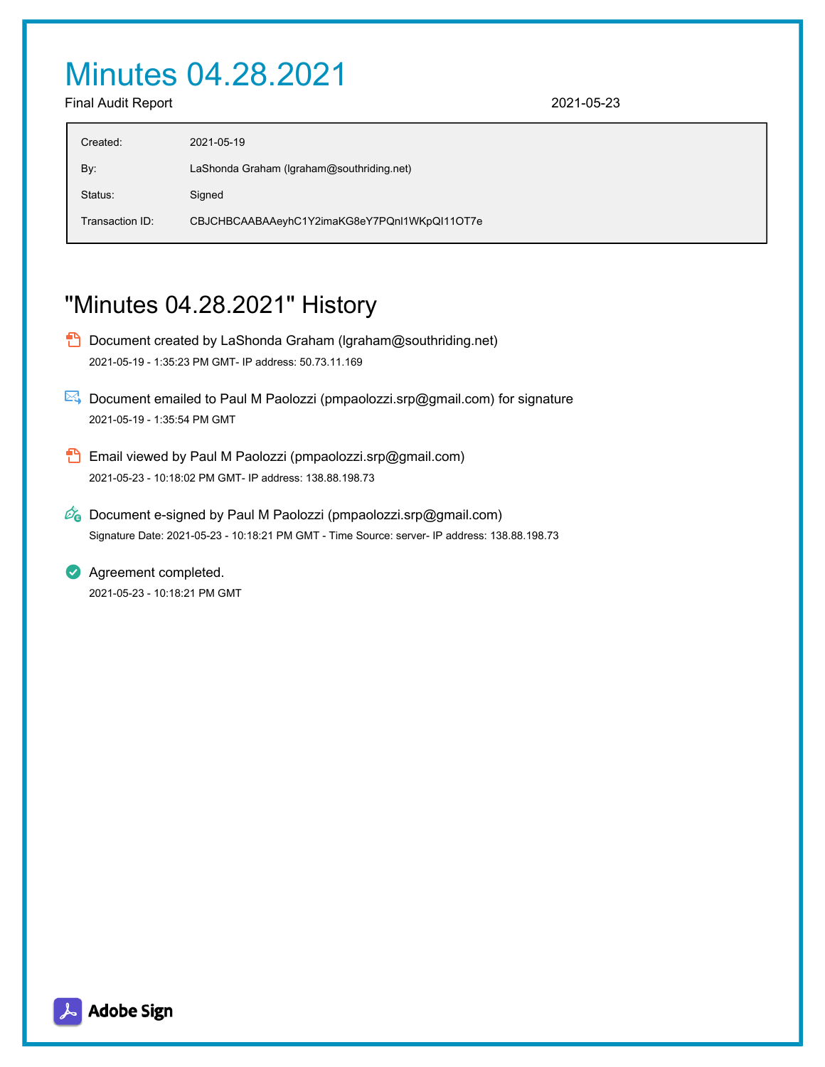# Minutes 04.28.2021

Final Audit Report 2021-05-23

| | |
|---|---|
| Created: | 2021-05-19 |
| By: | LaShonda Graham (lgraham@southriding.net) |
| Status: | Signed |
| Transaction ID: | CBJCHBCAABAAeyhC1Y2imaKG8eY7PQnl1WKpQI11OT7e |

## "Minutes 04.28.2021" History

- Document created by LaShonda Graham (lgraham@southriding.net)
  2021-05-19 - 1:35:23 PM GMT- IP address: 50.73.11.169

- Document emailed to Paul M Paolozzi (pmpaolozzi.srp@gmail.com) for signature
  2021-05-19 - 1:35:54 PM GMT

- Email viewed by Paul M Paolozzi (pmpaolozzi.srp@gmail.com)
  2021-05-23 - 10:18:02 PM GMT- IP address: 138.88.198.73

- Document e-signed by Paul M Paolozzi (pmpaolozzi.srp@gmail.com)
  Signature Date: 2021-05-23 - 10:18:21 PM GMT - Time Source: server- IP address: 138.88.198.73

- Agreement completed.
  2021-05-23 - 10:18:21 PM GMT

Adobe Sign